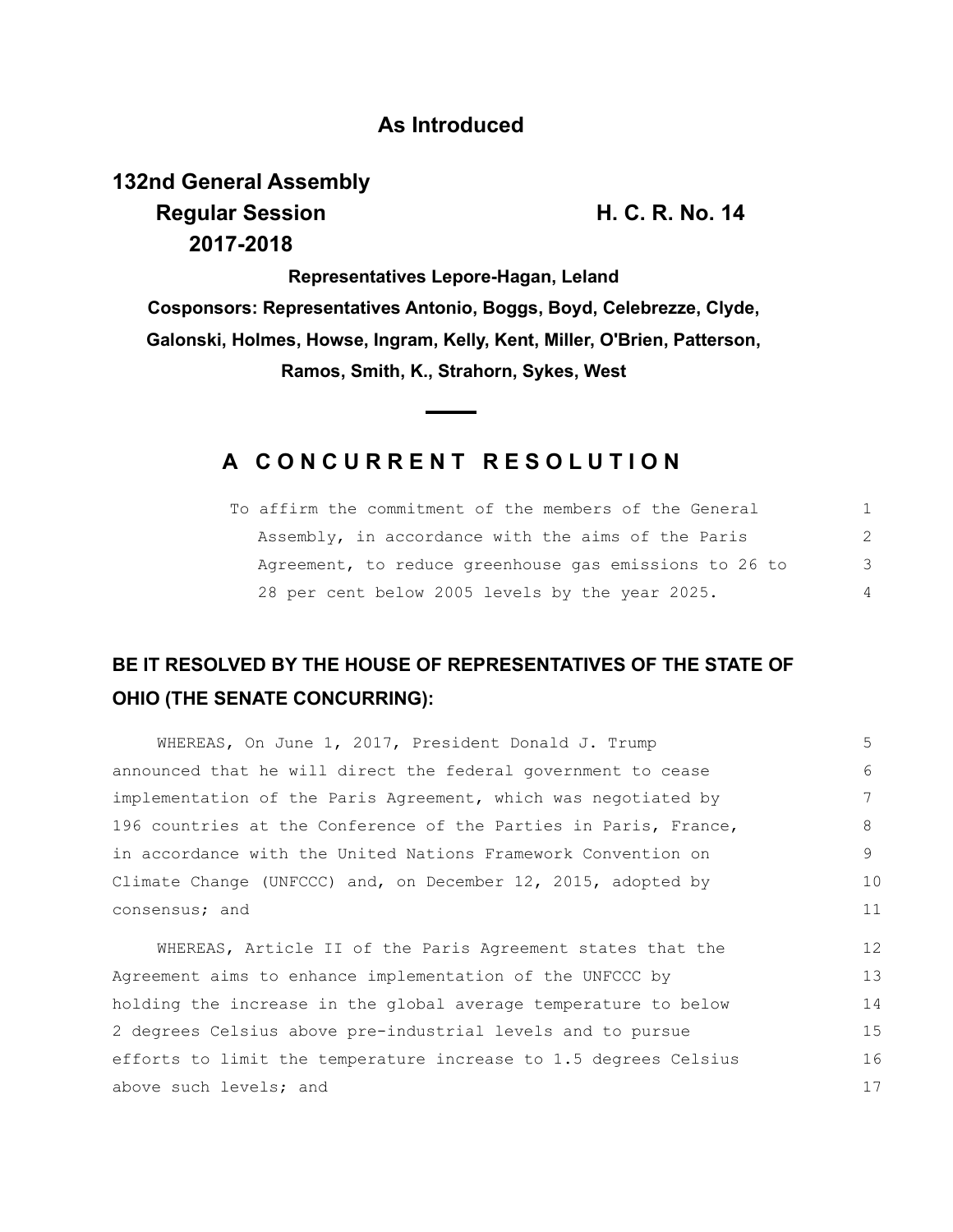**As Introduced**

**132nd General Assembly**
**Regular Session**
**2017-2018**

**H. C. R. No. 14**

**Representatives Lepore-Hagan, Leland**

**Cosponsors: Representatives Antonio, Boggs, Boyd, Celebrezze, Clyde, Galonski, Holmes, Howse, Ingram, Kelly, Kent, Miller, O'Brien, Patterson, Ramos, Smith, K., Strahorn, Sykes, West**

## A CONCURRENT RESOLUTION

To affirm the commitment of the members of the General Assembly, in accordance with the aims of the Paris Agreement, to reduce greenhouse gas emissions to 26 to 28 per cent below 2005 levels by the year 2025.

**BE IT RESOLVED BY THE HOUSE OF REPRESENTATIVES OF THE STATE OF OHIO (THE SENATE CONCURRING):**

WHEREAS, On June 1, 2017, President Donald J. Trump announced that he will direct the federal government to cease implementation of the Paris Agreement, which was negotiated by 196 countries at the Conference of the Parties in Paris, France, in accordance with the United Nations Framework Convention on Climate Change (UNFCCC) and, on December 12, 2015, adopted by consensus; and

WHEREAS, Article II of the Paris Agreement states that the Agreement aims to enhance implementation of the UNFCCC by holding the increase in the global average temperature to below 2 degrees Celsius above pre-industrial levels and to pursue efforts to limit the temperature increase to 1.5 degrees Celsius above such levels; and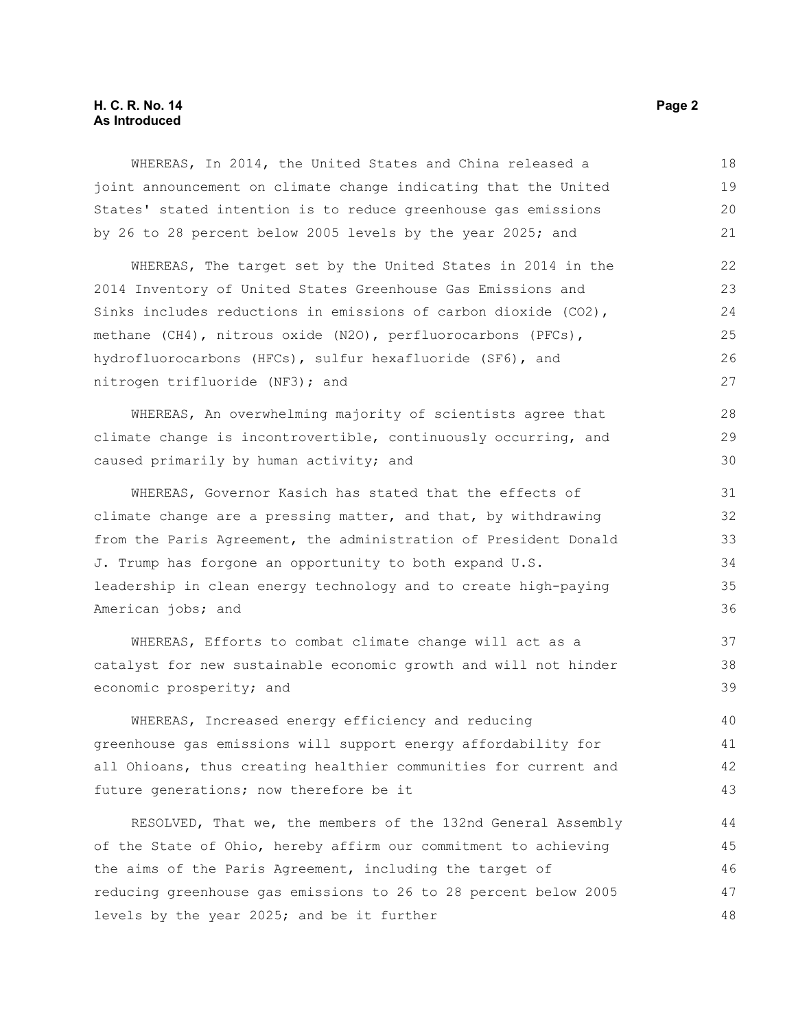WHEREAS, In 2014, the United States and China released a joint announcement on climate change indicating that the United States' stated intention is to reduce greenhouse gas emissions by 26 to 28 percent below 2005 levels by the year 2025; and

WHEREAS, The target set by the United States in 2014 in the 2014 Inventory of United States Greenhouse Gas Emissions and Sinks includes reductions in emissions of carbon dioxide ($CO_2$), methane ($CH_4$), nitrous oxide ($N_2O$), perfluorocarbons (PFCs), hydrofluorocarbons (HFCs), sulfur hexafluoride ($SF_6$), and nitrogen trifluoride ($NF_3$); and

WHEREAS, An overwhelming majority of scientists agree that climate change is incontrovertible, continuously occurring, and caused primarily by human activity; and

WHEREAS, Governor Kasich has stated that the effects of climate change are a pressing matter, and that, by withdrawing from the Paris Agreement, the administration of President Donald J. Trump has forgone an opportunity to both expand U.S. leadership in clean energy technology and to create high-paying American jobs; and

WHEREAS, Efforts to combat climate change will act as a catalyst for new sustainable economic growth and will not hinder economic prosperity; and

WHEREAS, Increased energy efficiency and reducing greenhouse gas emissions will support energy affordability for all Ohioans, thus creating healthier communities for current and future generations; now therefore be it

RESOLVED, That we, the members of the 132nd General Assembly of the State of Ohio, hereby affirm our commitment to achieving the aims of the Paris Agreement, including the target of reducing greenhouse gas emissions to 26 to 28 percent below 2005 levels by the year 2025; and be it further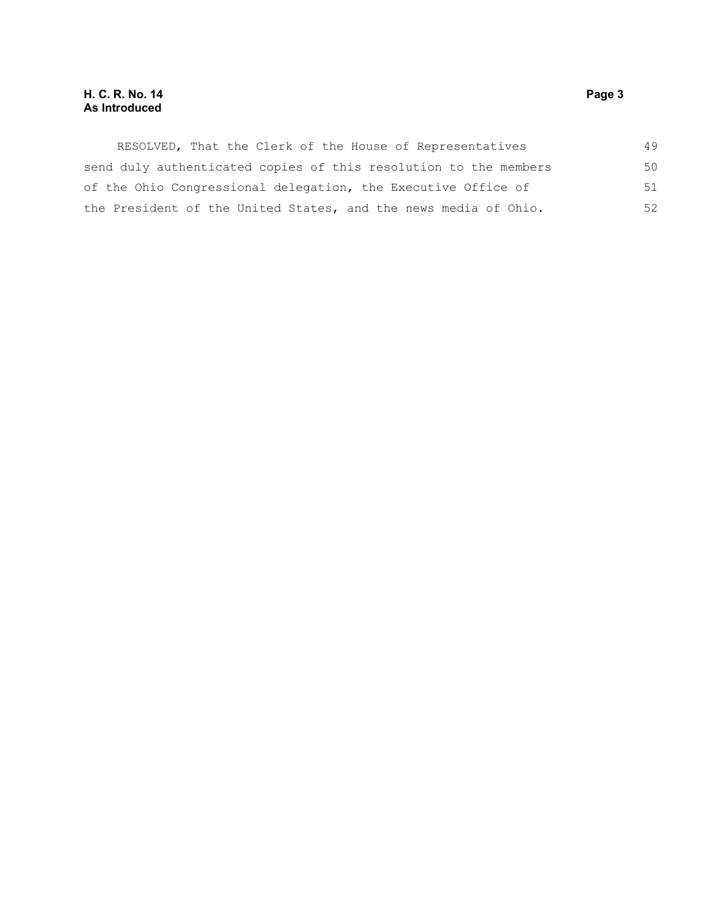RESOLVED, That the Clerk of the House of Representatives send duly authenticated copies of this resolution to the members of the Ohio Congressional delegation, the Executive Office of the President of the United States, and the news media of Ohio.